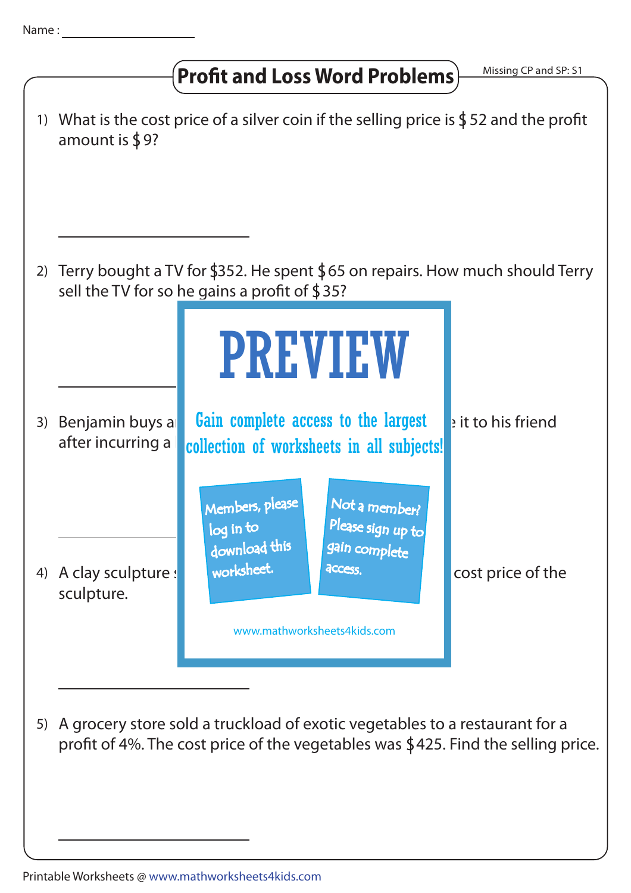Name :

# Profit and Loss Word Problems

Missing CP and SP: S1

1) What is the cost price of a silver coin if the selling price is $ 52 and the profit amount is $ 9?

2) Terry bought a TV for $352. He spent $ 65 on repairs. How much should Terry sell the TV for so he gains a profit of $ 35?

PREVIEW

Gain complete access to the largest collection of worksheets in all subjects!

Members, please log in to download this worksheet.

Not a member? Please sign up to gain complete access.

www.mathworksheets4kids.com

3) Benjamin buys a ... it to his friend after incurring a ...

4) A clay sculpture ... cost price of the sculpture.

5) A grocery store sold a truckload of exotic vegetables to a restaurant for a profit of 4%. The cost price of the vegetables was $ 425. Find the selling price.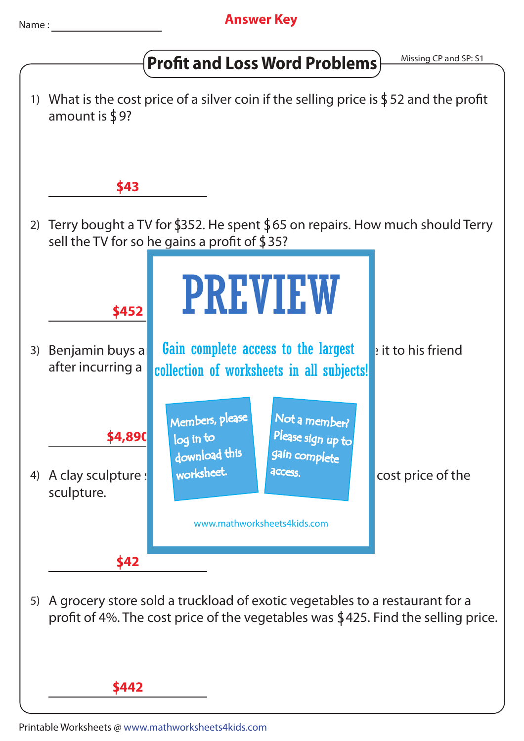Name :

**Answer Key**

# Profit and Loss Word Problems

Missing CP and SP: S1

1) What is the cost price of a silver coin if the selling price is $52 and the profit amount is $9?

**$43**

2) Terry bought a TV for $352. He spent $65 on repairs. How much should Terry sell the TV for so he gains a profit of $35?

**$452**

3) Benjamin buys a ... it to his friend after incurring a ...

**$4,890**

4) A clay sculpture ... cost price of the sculpture.

**$42**

5) A grocery store sold a truckload of exotic vegetables to a restaurant for a profit of 4%. The cost price of the vegetables was $425. Find the selling price.

**$442**

PREVIEW

Gain complete access to the largest collection of worksheets in all subjects!

Members, please log in to download this worksheet.

Not a member? Please sign up to gain complete access.

www.mathworksheets4kids.com

Printable Worksheets @ www.mathworksheets4kids.com